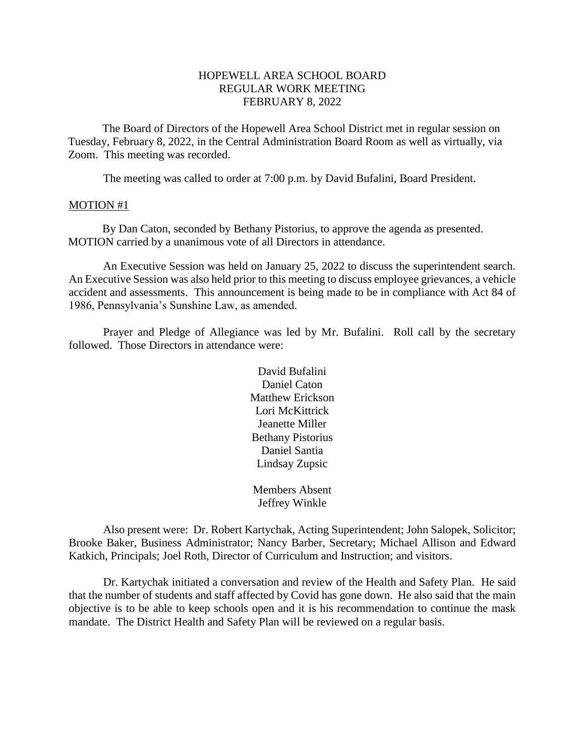# HOPEWELL AREA SCHOOL BOARD
## REGULAR WORK MEETING
## FEBRUARY 8, 2022

The Board of Directors of the Hopewell Area School District met in regular session on Tuesday, February 8, 2022, in the Central Administration Board Room as well as virtually, via Zoom. This meeting was recorded.

The meeting was called to order at 7:00 p.m. by David Bufalini, Board President.

MOTION #1

By Dan Caton, seconded by Bethany Pistorius, to approve the agenda as presented. MOTION carried by a unanimous vote of all Directors in attendance.

An Executive Session was held on January 25, 2022 to discuss the superintendent search. An Executive Session was also held prior to this meeting to discuss employee grievances, a vehicle accident and assessments. This announcement is being made to be in compliance with Act 84 of 1986, Pennsylvania's Sunshine Law, as amended.

Prayer and Pledge of Allegiance was led by Mr. Bufalini. Roll call by the secretary followed. Those Directors in attendance were:

David Bufalini
Daniel Caton
Matthew Erickson
Lori McKittrick
Jeanette Miller
Bethany Pistorius
Daniel Santia
Lindsay Zupsic

Members Absent
Jeffrey Winkle

Also present were: Dr. Robert Kartychak, Acting Superintendent; John Salopek, Solicitor; Brooke Baker, Business Administrator; Nancy Barber, Secretary; Michael Allison and Edward Katkich, Principals; Joel Roth, Director of Curriculum and Instruction; and visitors.

Dr. Kartychak initiated a conversation and review of the Health and Safety Plan. He said that the number of students and staff affected by Covid has gone down. He also said that the main objective is to be able to keep schools open and it is his recommendation to continue the mask mandate. The District Health and Safety Plan will be reviewed on a regular basis.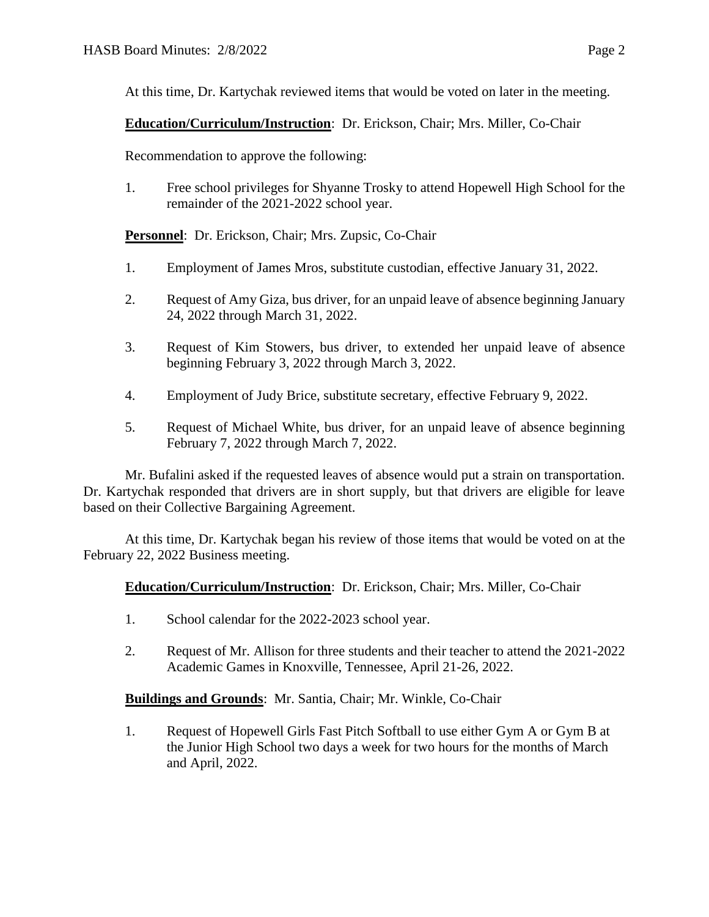At this time, Dr. Kartychak reviewed items that would be voted on later in the meeting.

**Education/Curriculum/Instruction**: Dr. Erickson, Chair; Mrs. Miller, Co-Chair

Recommendation to approve the following:

1. Free school privileges for Shyanne Trosky to attend Hopewell High School for the remainder of the 2021-2022 school year.

**Personnel**: Dr. Erickson, Chair; Mrs. Zupsic, Co-Chair

1. Employment of James Mros, substitute custodian, effective January 31, 2022.

2. Request of Amy Giza, bus driver, for an unpaid leave of absence beginning January 24, 2022 through March 31, 2022.

3. Request of Kim Stowers, bus driver, to extended her unpaid leave of absence beginning February 3, 2022 through March 3, 2022.

4. Employment of Judy Brice, substitute secretary, effective February 9, 2022.

5. Request of Michael White, bus driver, for an unpaid leave of absence beginning February 7, 2022 through March 7, 2022.

Mr. Bufalini asked if the requested leaves of absence would put a strain on transportation. Dr. Kartychak responded that drivers are in short supply, but that drivers are eligible for leave based on their Collective Bargaining Agreement.

At this time, Dr. Kartychak began his review of those items that would be voted on at the February 22, 2022 Business meeting.

**Education/Curriculum/Instruction**: Dr. Erickson, Chair; Mrs. Miller, Co-Chair

1. School calendar for the 2022-2023 school year.

2. Request of Mr. Allison for three students and their teacher to attend the 2021-2022 Academic Games in Knoxville, Tennessee, April 21-26, 2022.

**Buildings and Grounds**: Mr. Santia, Chair; Mr. Winkle, Co-Chair

1. Request of Hopewell Girls Fast Pitch Softball to use either Gym A or Gym B at the Junior High School two days a week for two hours for the months of March and April, 2022.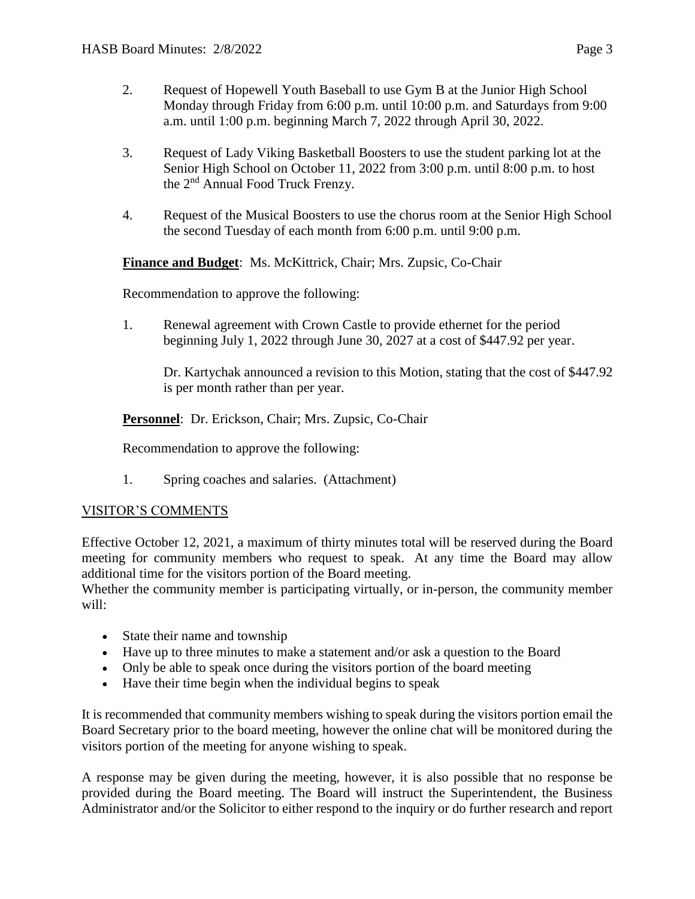2. Request of Hopewell Youth Baseball to use Gym B at the Junior High School Monday through Friday from 6:00 p.m. until 10:00 p.m. and Saturdays from 9:00 a.m. until 1:00 p.m. beginning March 7, 2022 through April 30, 2022.

3. Request of Lady Viking Basketball Boosters to use the student parking lot at the Senior High School on October 11, 2022 from 3:00 p.m. until 8:00 p.m. to host the 2nd Annual Food Truck Frenzy.

4. Request of the Musical Boosters to use the chorus room at the Senior High School the second Tuesday of each month from 6:00 p.m. until 9:00 p.m.

**Finance and Budget**: Ms. McKittrick, Chair; Mrs. Zupsic, Co-Chair

Recommendation to approve the following:

1. Renewal agreement with Crown Castle to provide ethernet for the period beginning July 1, 2022 through June 30, 2027 at a cost of $447.92 per year.

   Dr. Kartychak announced a revision to this Motion, stating that the cost of $447.92 is per month rather than per year.

**Personnel**: Dr. Erickson, Chair; Mrs. Zupsic, Co-Chair

Recommendation to approve the following:

1. Spring coaches and salaries. (Attachment)

## VISITOR'S COMMENTS

Effective October 12, 2021, a maximum of thirty minutes total will be reserved during the Board meeting for community members who request to speak. At any time the Board may allow additional time for the visitors portion of the Board meeting.

Whether the community member is participating virtually, or in-person, the community member will:

- State their name and township
- Have up to three minutes to make a statement and/or ask a question to the Board
- Only be able to speak once during the visitors portion of the board meeting
- Have their time begin when the individual begins to speak

It is recommended that community members wishing to speak during the visitors portion email the Board Secretary prior to the board meeting, however the online chat will be monitored during the visitors portion of the meeting for anyone wishing to speak.

A response may be given during the meeting, however, it is also possible that no response be provided during the Board meeting. The Board will instruct the Superintendent, the Business Administrator and/or the Solicitor to either respond to the inquiry or do further research and report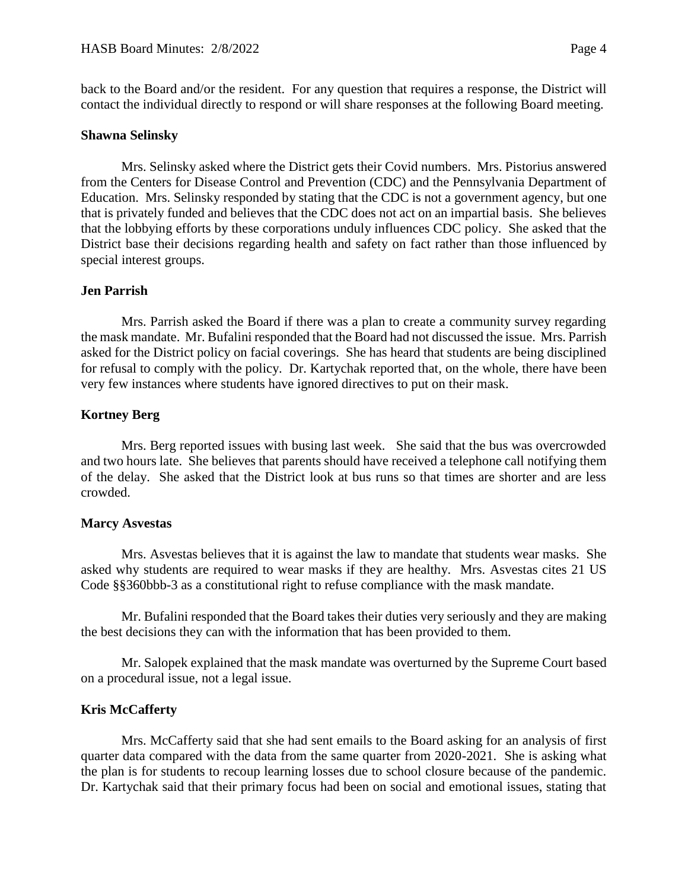back to the Board and/or the resident. For any question that requires a response, the District will contact the individual directly to respond or will share responses at the following Board meeting.

**Shawna Selinsky**

Mrs. Selinsky asked where the District gets their Covid numbers. Mrs. Pistorius answered from the Centers for Disease Control and Prevention (CDC) and the Pennsylvania Department of Education. Mrs. Selinsky responded by stating that the CDC is not a government agency, but one that is privately funded and believes that the CDC does not act on an impartial basis. She believes that the lobbying efforts by these corporations unduly influences CDC policy. She asked that the District base their decisions regarding health and safety on fact rather than those influenced by special interest groups.

**Jen Parrish**

Mrs. Parrish asked the Board if there was a plan to create a community survey regarding the mask mandate. Mr. Bufalini responded that the Board had not discussed the issue. Mrs. Parrish asked for the District policy on facial coverings. She has heard that students are being disciplined for refusal to comply with the policy. Dr. Kartychak reported that, on the whole, there have been very few instances where students have ignored directives to put on their mask.

**Kortney Berg**

Mrs. Berg reported issues with busing last week. She said that the bus was overcrowded and two hours late. She believes that parents should have received a telephone call notifying them of the delay. She asked that the District look at bus runs so that times are shorter and are less crowded.

**Marcy Asvestas**

Mrs. Asvestas believes that it is against the law to mandate that students wear masks. She asked why students are required to wear masks if they are healthy. Mrs. Asvestas cites 21 US Code §§360bbb-3 as a constitutional right to refuse compliance with the mask mandate.

Mr. Bufalini responded that the Board takes their duties very seriously and they are making the best decisions they can with the information that has been provided to them.

Mr. Salopek explained that the mask mandate was overturned by the Supreme Court based on a procedural issue, not a legal issue.

**Kris McCafferty**

Mrs. McCafferty said that she had sent emails to the Board asking for an analysis of first quarter data compared with the data from the same quarter from 2020-2021. She is asking what the plan is for students to recoup learning losses due to school closure because of the pandemic. Dr. Kartychak said that their primary focus had been on social and emotional issues, stating that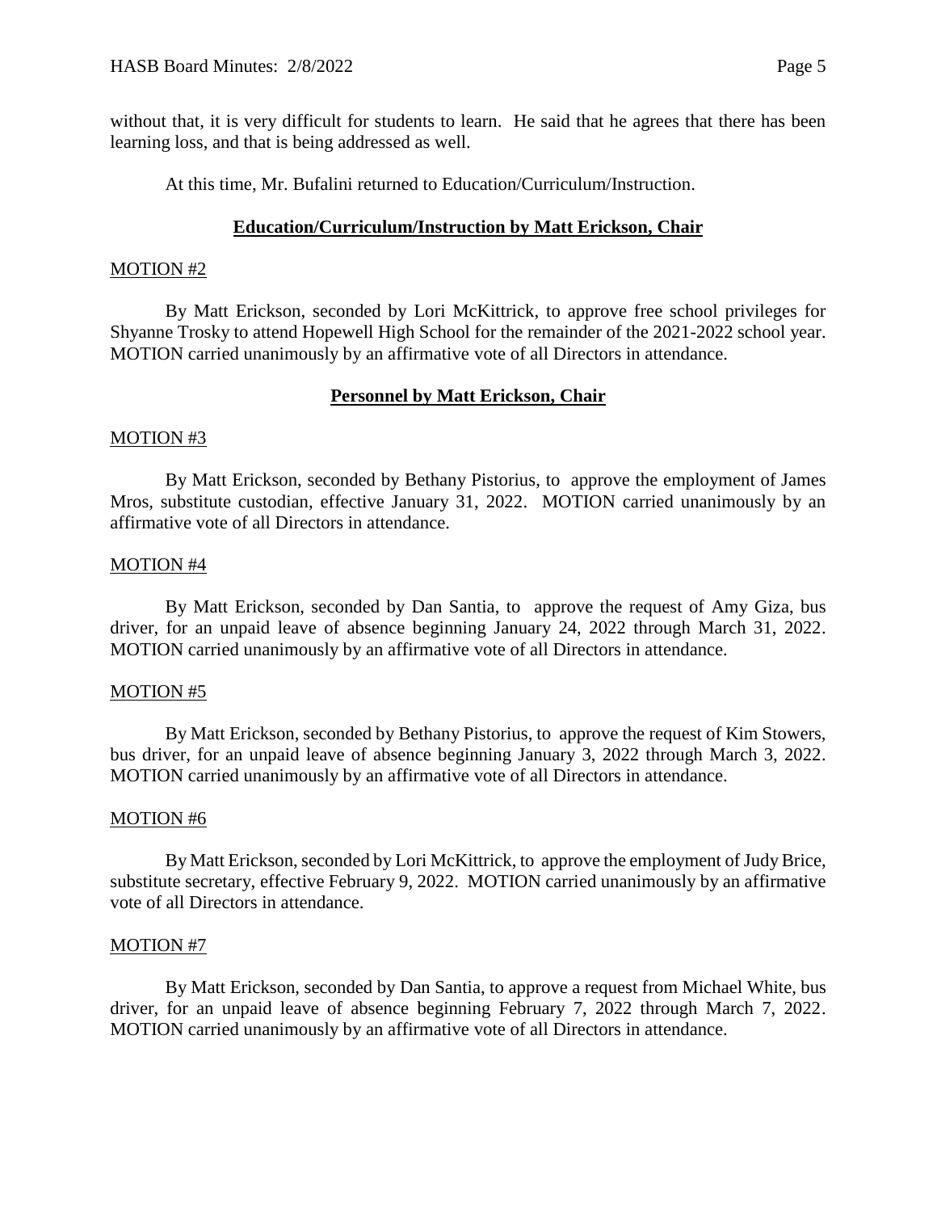without that, it is very difficult for students to learn. He said that he agrees that there has been learning loss, and that is being addressed as well.

At this time, Mr. Bufalini returned to Education/Curriculum/Instruction.

## Education/Curriculum/Instruction by Matt Erickson, Chair

MOTION #2

By Matt Erickson, seconded by Lori McKittrick, to approve free school privileges for Shyanne Trosky to attend Hopewell High School for the remainder of the 2021-2022 school year. MOTION carried unanimously by an affirmative vote of all Directors in attendance.

## Personnel by Matt Erickson, Chair

MOTION #3

By Matt Erickson, seconded by Bethany Pistorius, to approve the employment of James Mros, substitute custodian, effective January 31, 2022. MOTION carried unanimously by an affirmative vote of all Directors in attendance.

MOTION #4

By Matt Erickson, seconded by Dan Santia, to approve the request of Amy Giza, bus driver, for an unpaid leave of absence beginning January 24, 2022 through March 31, 2022. MOTION carried unanimously by an affirmative vote of all Directors in attendance.

MOTION #5

By Matt Erickson, seconded by Bethany Pistorius, to approve the request of Kim Stowers, bus driver, for an unpaid leave of absence beginning January 3, 2022 through March 3, 2022. MOTION carried unanimously by an affirmative vote of all Directors in attendance.

MOTION #6

By Matt Erickson, seconded by Lori McKittrick, to approve the employment of Judy Brice, substitute secretary, effective February 9, 2022. MOTION carried unanimously by an affirmative vote of all Directors in attendance.

MOTION #7

By Matt Erickson, seconded by Dan Santia, to approve a request from Michael White, bus driver, for an unpaid leave of absence beginning February 7, 2022 through March 7, 2022. MOTION carried unanimously by an affirmative vote of all Directors in attendance.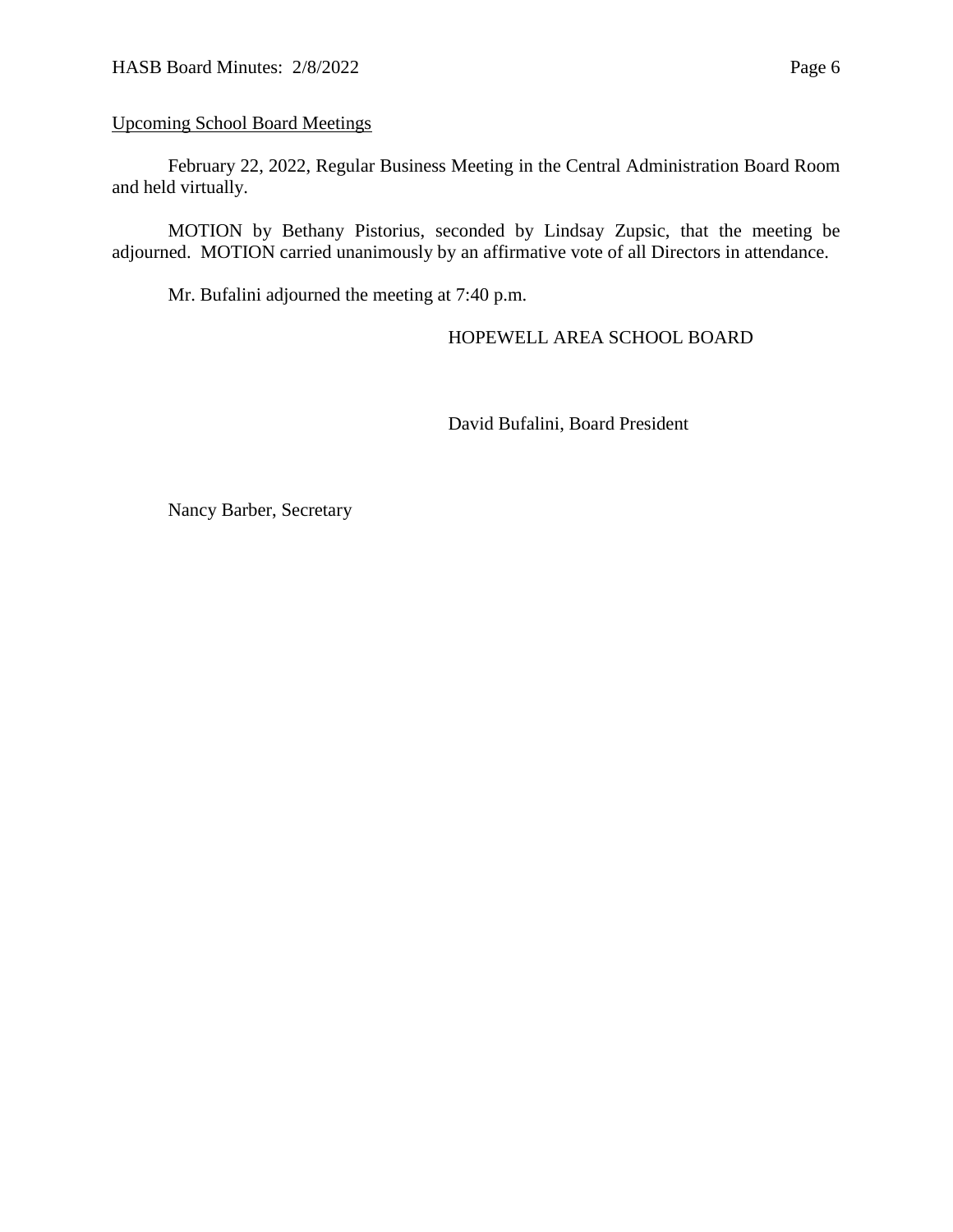Upcoming School Board Meetings

February 22, 2022, Regular Business Meeting in the Central Administration Board Room and held virtually.

MOTION by Bethany Pistorius, seconded by Lindsay Zupsic, that the meeting be adjourned. MOTION carried unanimously by an affirmative vote of all Directors in attendance.

Mr. Bufalini adjourned the meeting at 7:40 p.m.

HOPEWELL AREA SCHOOL BOARD

David Bufalini, Board President

Nancy Barber, Secretary